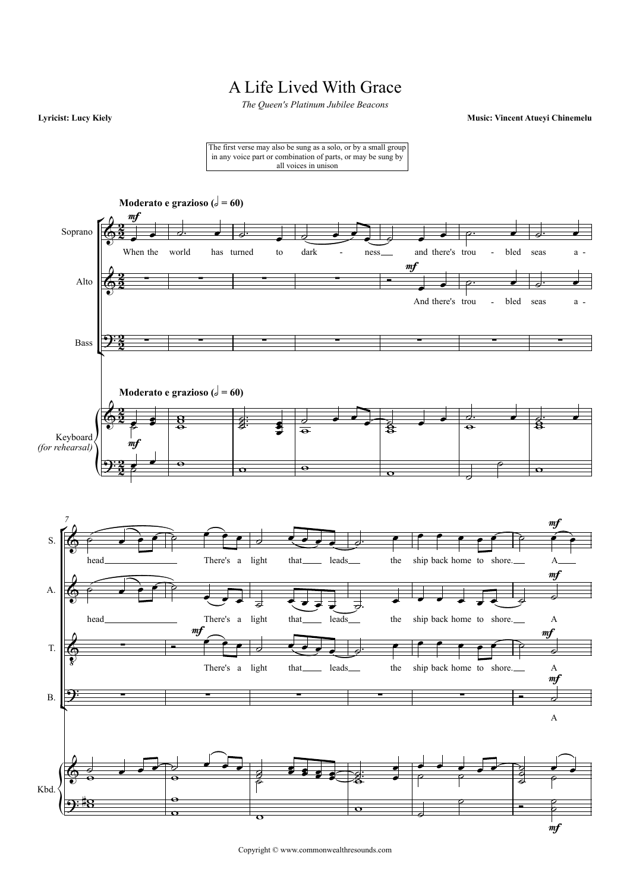# A Life Lived With Grace

*The Queen's Platinum Jubilee Beacons*

**Lyricist: Lucy Kiely**

**Music: Vincent Atueyi Chinemelu**

The first verse may also be sung as a solo, or by a small group in any voice part or combination of parts, or may be sung by all voices in unison

**Moderato e grazioso (♩ = 60)**

Soprano: When the world has turned to dark - ness and there's trou - bled seas a - head There's a light that leads the ship back home to shore. A

Alto: And there's trou - bled seas a - head There's a light that leads the ship back home to shore. A

Tenor: There's a light that leads the ship back home to shore. A

Bass: A

Keyboard (for rehearsal)

Copyright © www.commonwealthresounds.com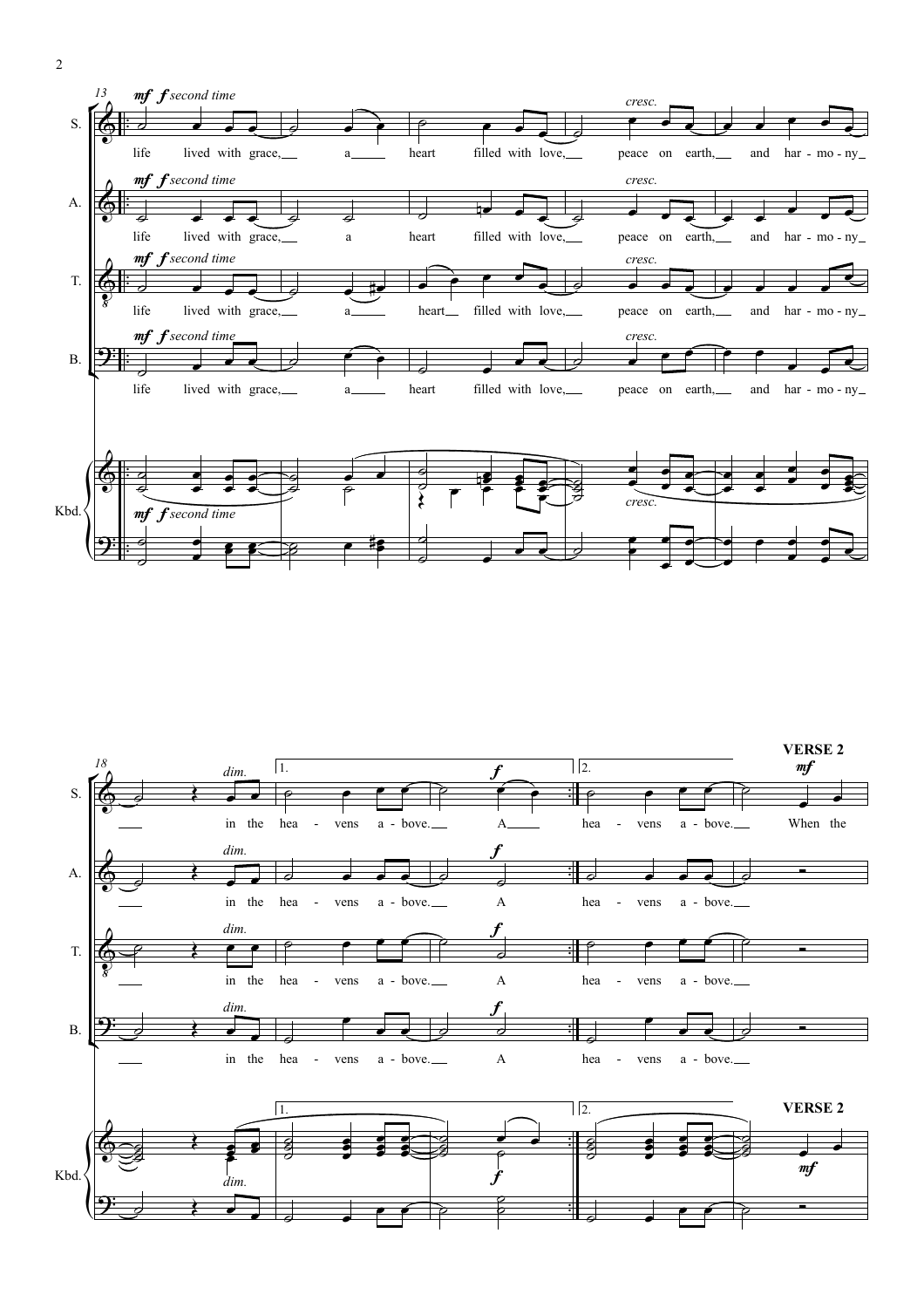life lived with grace, a heart filled with love, peace on earth, and har - mo - ny in the hea - vens a - bove. A

hea - vens a - bove.

**VERSE 2**

When the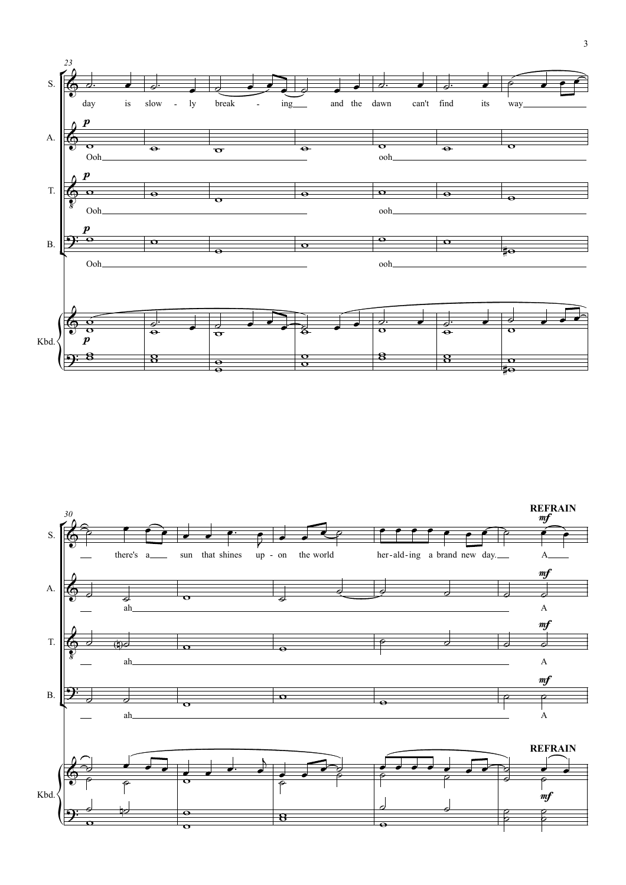23

S. day is slow - ly break - ing and the dawn can't find its way

A. *p* Ooh ooh

T. *p* Ooh ooh

B. *p* Ooh ooh

Kbd. *p*

30

**REFRAIN**

S. there's a sun that shines up - on the world her-ald-ing a brand new day. *mf* A

A. ah *mf* A

T. ah *mf* A

B. ah *mf* A

Kbd.

**REFRAIN**

*mf*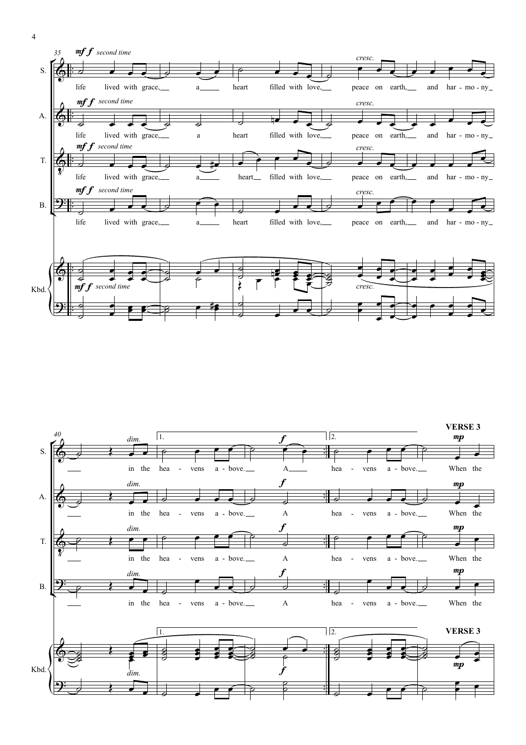35

*mf f second time*

life lived with grace, a heart filled with love, peace on earth, and har - mo - ny

*cresc.*

40

*dim.*

in the hea - vens a - bove. A

1. | 2.

hea - vens a - bove. When the

**VERSE 3**

*mp*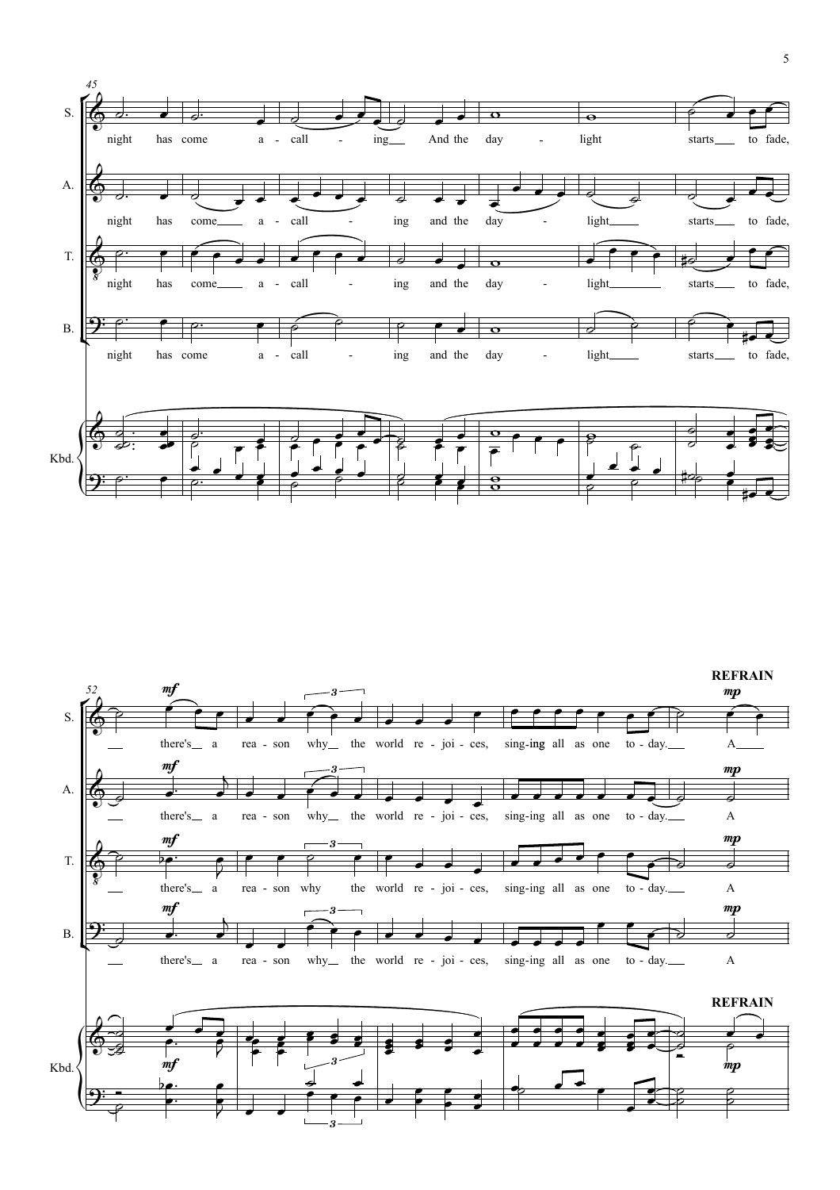45

S. night has come a - call - ing And the day - light starts to fade,

A. night has come a - call - ing and the day - light starts to fade,

T. night has come a - call - ing and the day - light starts to fade,

B. night has come a - call - ing and the day - light starts to fade,

Kbd.

52

**REFRAIN**

S. *mf* there's a rea - son why the world re - joi - ces, sing-ing all as one to - day. *mp* A

A. *mf* there's a rea - son why the world re - joi - ces, sing-ing all as one to - day. *mp* A

T. *mf* there's a rea - son why the world re - joi - ces, sing-ing all as one to - day. *mp* A

B. *mf* there's a rea - son why the world re - joi - ces, sing-ing all as one to - day. *mp* A

Kbd. *mf* *mp*

**REFRAIN**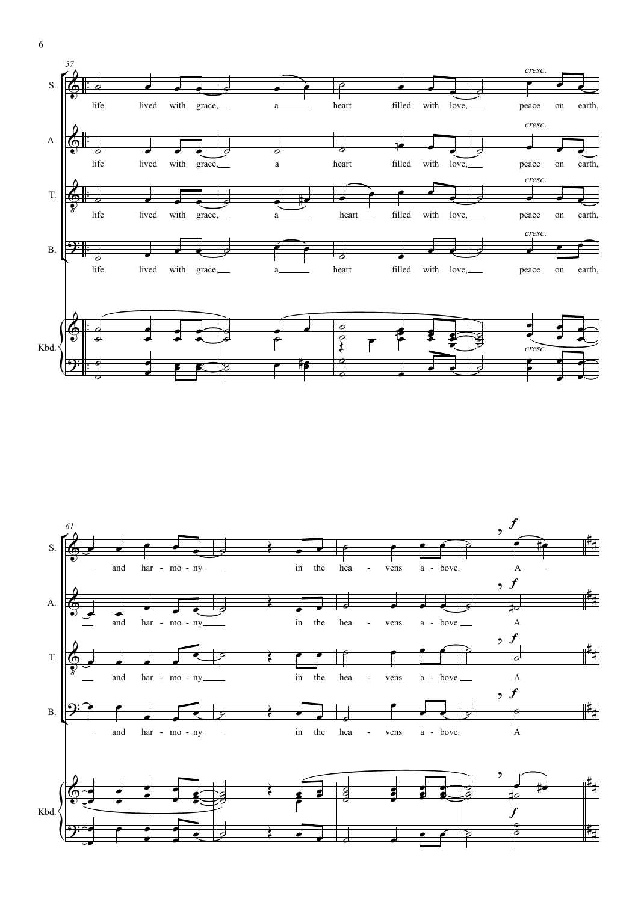57

S. life lived with grace, a heart filled with love, *cresc.* peace on earth,

A. life lived with grace, a heart filled with love, *cresc.* peace on earth,

T. life lived with grace, a heart filled with love, *cresc.* peace on earth,

B. life lived with grace, a heart filled with love, *cresc.* peace on earth,

Kbd. *cresc.*

61

S. and har - mo - ny in the hea - vens a - bove. *f* A

A. and har - mo - ny in the hea - vens a - bove. *f* A

T. and har - mo - ny in the hea - vens a - bove. *f* A

B. and har - mo - ny in the hea - vens a - bove. *f* A

Kbd. *f*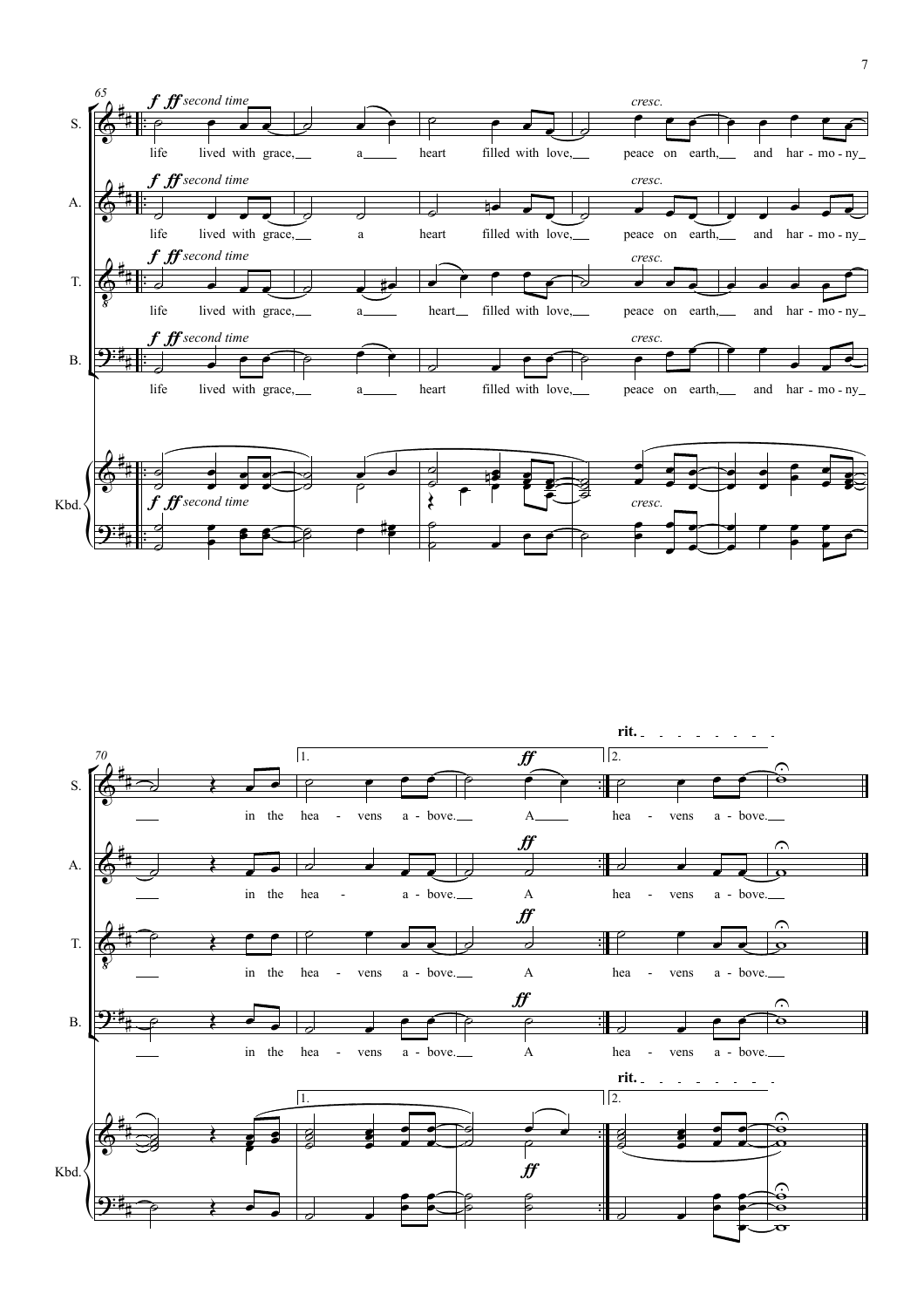65

S. — *f ff second time* — life lived with grace, a heart filled with love, *cresc.* peace on earth, and har - mo - ny

A. — *f ff second time* — life lived with grace, a heart filled with love, *cresc.* peace on earth, and har - mo - ny

T. — *f ff second time* — life lived with grace, a heart filled with love, *cresc.* peace on earth, and har - mo - ny

B. — *f ff second time* — life lived with grace, a heart filled with love, *cresc.* peace on earth, and har - mo - ny

Kbd. — *f ff second time* — *cresc.*

70

S. — in the hea - vens a - bove. A (*ff*) — 1. / 2. — hea - vens a - bove. — **rit.**

A. — in the hea - a - bove. A (*ff*) — hea - vens a - bove.

T. — in the hea - vens a - bove. A (*ff*) — hea - vens a - bove.

B. — in the hea - vens a - bove. A (*ff*) — hea - vens a - bove.

Kbd. — 1. *ff* — 2. **rit.**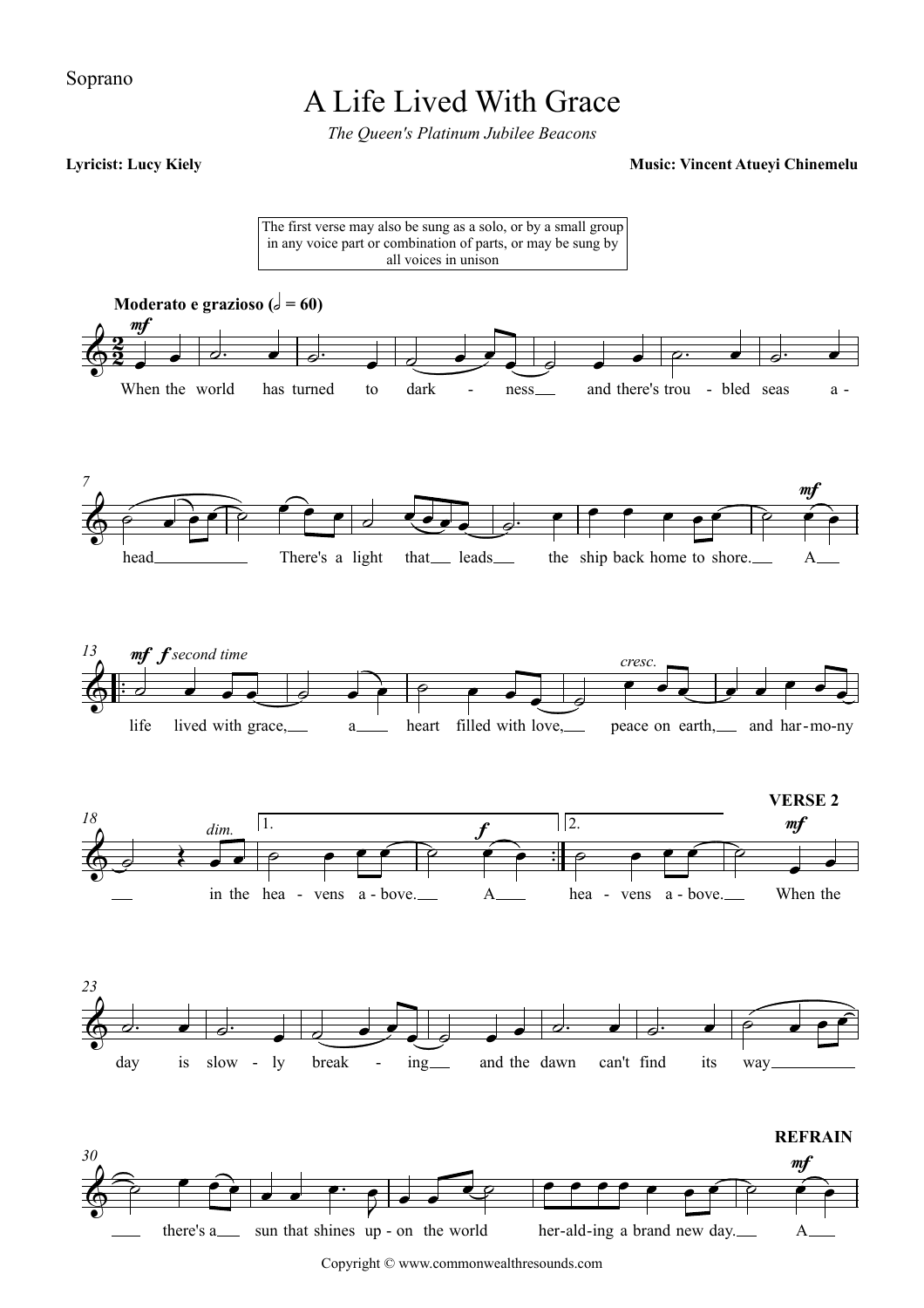Soprano

# A Life Lived With Grace

*The Queen's Platinum Jubilee Beacons*

**Lyricist: Lucy Kiely** | **Music: Vincent Atueyi Chinemelu**

The first verse may also be sung as a solo, or by a small group in any voice part or combination of parts, or may be sung by all voices in unison

**Moderato e grazioso (𝅗𝅥 = 60)**

When the world has turned to dark - ness and there's trou - bled seas a - head There's a light that leads the ship back home to shore. A life lived with grace, a heart filled with love, peace on earth, and har-mo-ny in the hea - vens a - bove. A hea - vens a - bove.

**VERSE 2**

When the day is slow - ly break - ing and the dawn can't find its way there's a sun that shines up - on the world her-ald-ing a brand new day.

**REFRAIN**

A

Copyright © www.commonwealthresounds.com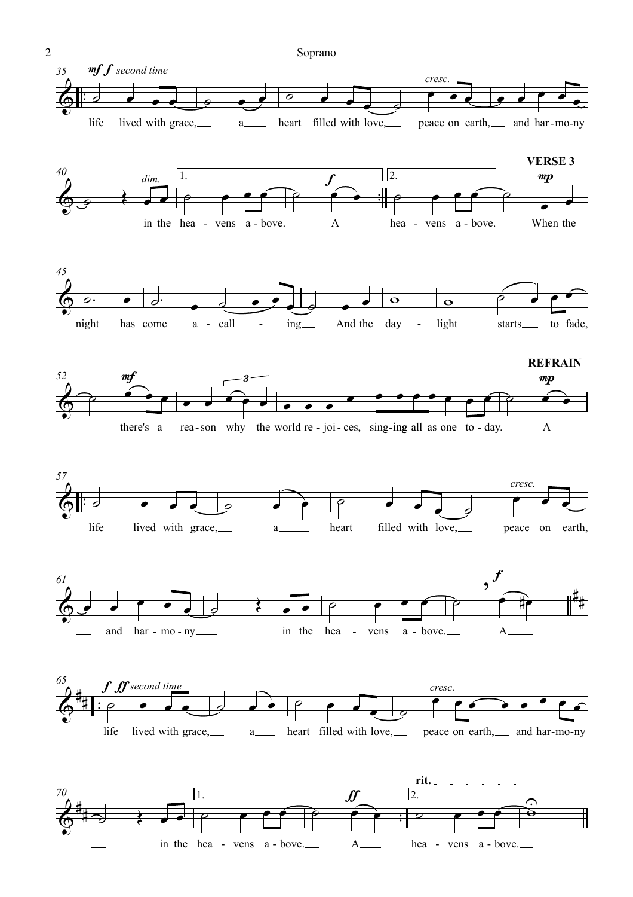life lived with grace, a heart filled with love, peace on earth, and har-mo-ny in the hea - vens a - bove. A hea - vens a - bove.

**VERSE 3**

When the night has come a - call - ing And the day - light starts to fade, there's a rea-son why the world re - joi - ces, sing-ing all as one to - day.

**REFRAIN**

A life lived with grace, a heart filled with love, peace on earth, and har - mo - ny in the hea - vens a - bove. A

life lived with grace, a heart filled with love, peace on earth, and har-mo-ny in the hea - vens a - bove. A hea - vens a - bove.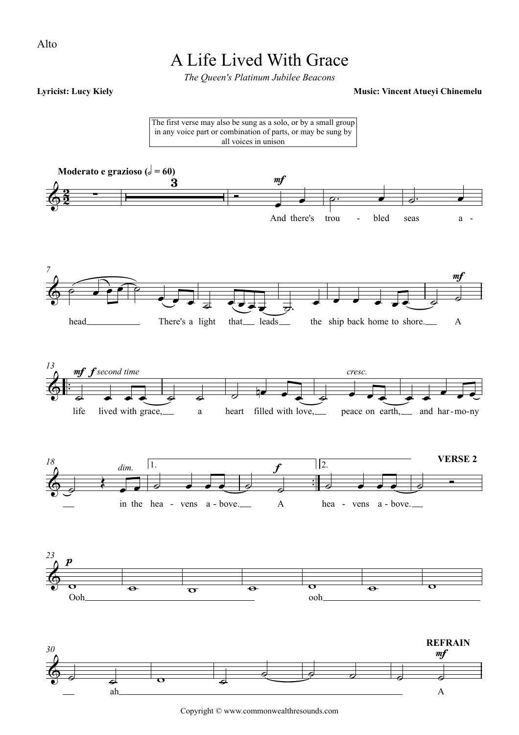Alto

# A Life Lived With Grace

*The Queen's Platinum Jubilee Beacons*

**Lyricist: Lucy Kiely**

**Music: Vincent Atueyi Chinemelu**

The first verse may also be sung as a solo, or by a small group in any voice part or combination of parts, or may be sung by all voices in unison

**Moderato e grazioso (𝅗𝅥 = 60)**

And there's trou - bled seas a - head There's a light that leads the ship back home to shore. A

life lived with grace, a heart filled with love, peace on earth, and har-mo-ny in the hea - vens a - bove. A hea - vens a - bove.

**VERSE 2**

Ooh ooh ah

**REFRAIN**

A

Copyright © www.commonwealthresounds.com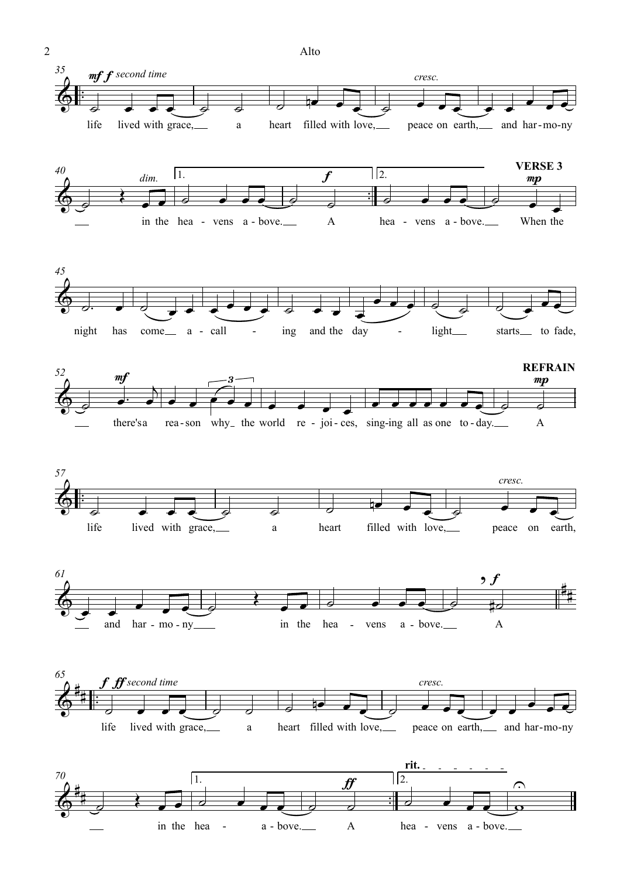**VERSE 3**

**REFRAIN**

Measures 35–44 (repeat; *mf*, *f* second time):

life lived with grace, a heart filled with love, peace on earth, and har-mo-ny in the hea - vens a - bove.

1. A (*f*)

2. hea - vens a - bove.

Measures 44–56 (VERSE 3, *mp*; *mf* at m. 52):

When the night has come a - call - ing and the day - light starts to fade, there's a rea - son why the world re - joi - ces, sing-ing all as one to - day.

Measures 56–64 (REFRAIN, *mp*; *cresc.* at m. 60; *f* at m. 64):

A life lived with grace, a heart filled with love, peace on earth, and har - mo - ny in the hea - vens a - bove. A

Measures 65–74 (repeat; *f*, *ff* second time; *cresc.* at m. 68):

life lived with grace, a heart filled with love, peace on earth, and har-mo-ny in the hea -

1. a - bove. A (*ff*)

2. hea - vens a - bove. (**rit.**)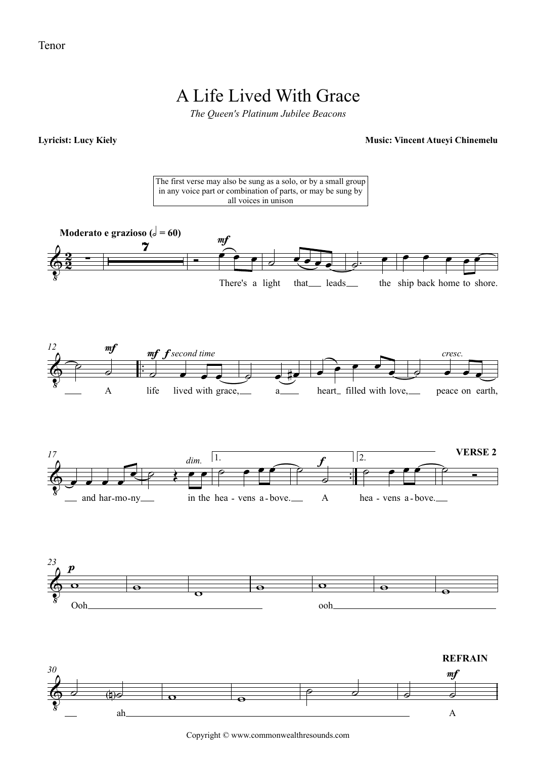Tenor

# A Life Lived With Grace

*The Queen's Platinum Jubilee Beacons*

**Lyricist: Lucy Kiely** **Music: Vincent Atueyi Chinemelu**

The first verse may also be sung as a solo, or by a small group in any voice part or combination of parts, or may be sung by all voices in unison

**Moderato e grazioso** (𝅗𝅥 = 60)

There's a light that leads the ship back home to shore. A life lived with grace, a heart filled with love, peace on earth, and har-mo-ny in the hea - vens a - bove. A hea - vens a - bove.

**VERSE 2**

Ooh ooh ah

**REFRAIN**

A

Copyright © www.commonwealthresounds.com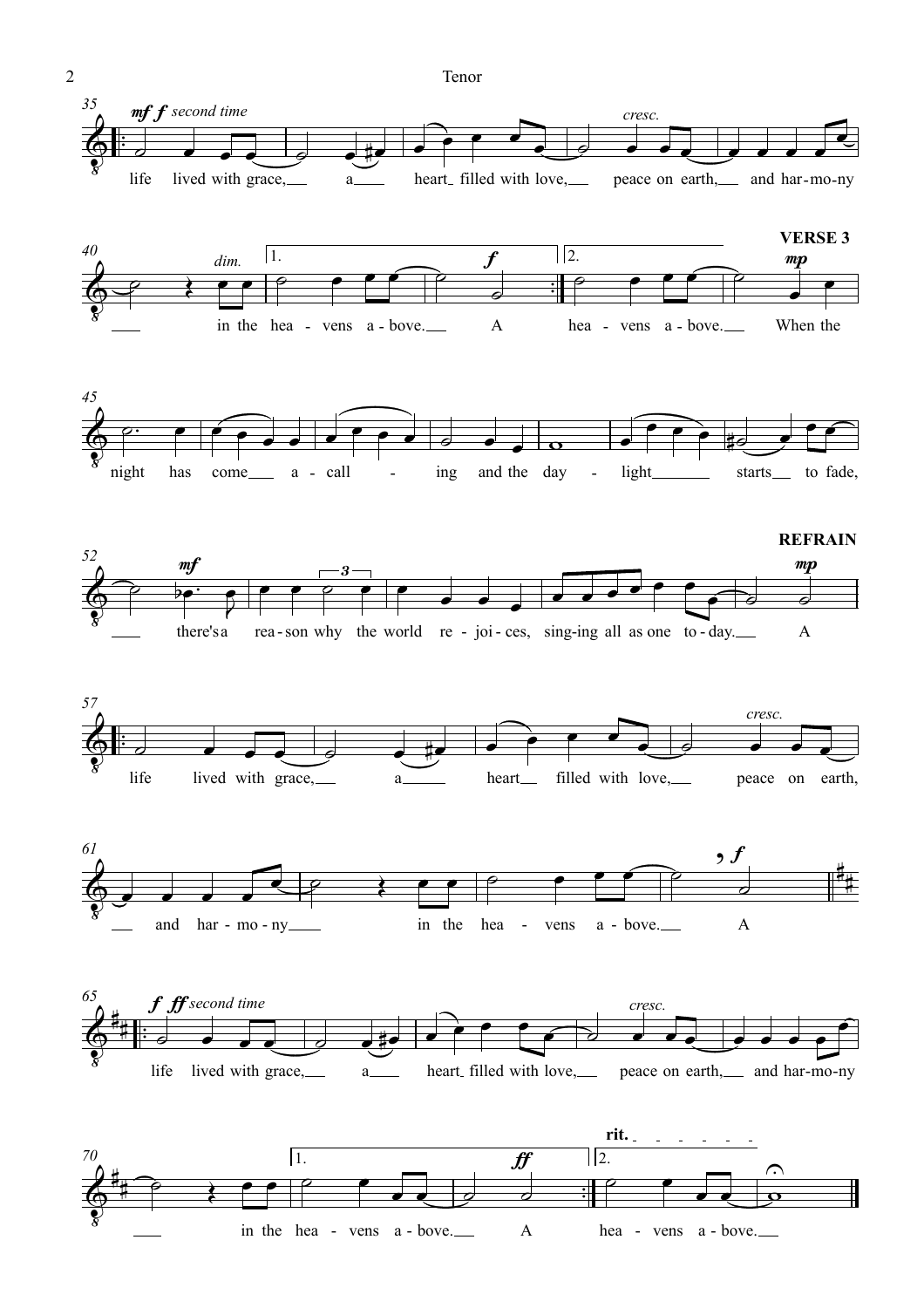Tenor

35 *mf f second time*

life lived with grace, a heart filled with love, peace on earth, and har-mo-ny

*cresc.*

40 *dim.*

in the hea - vens a - bove. A

1. 2. *f*

hea - vens a - bove.

**VERSE 3** *mp*

When the

45

night has come a - call - ing and the day - light starts to fade,

52 *mf*

there's a rea - son why the world re - joi - ces, sing-ing all as one to - day.

**REFRAIN** *mp*

A

57 *cresc.*

life lived with grace, a heart filled with love, peace on earth,

61 *f*

and har - mo - ny in the hea - vens a - bove. A

65 *f ff second time*

life lived with grace, a heart filled with love, peace on earth, and har-mo-ny

*cresc.*

70

in the hea - vens a - bove. A

1. *ff* 2. **rit.**

hea - vens a - bove.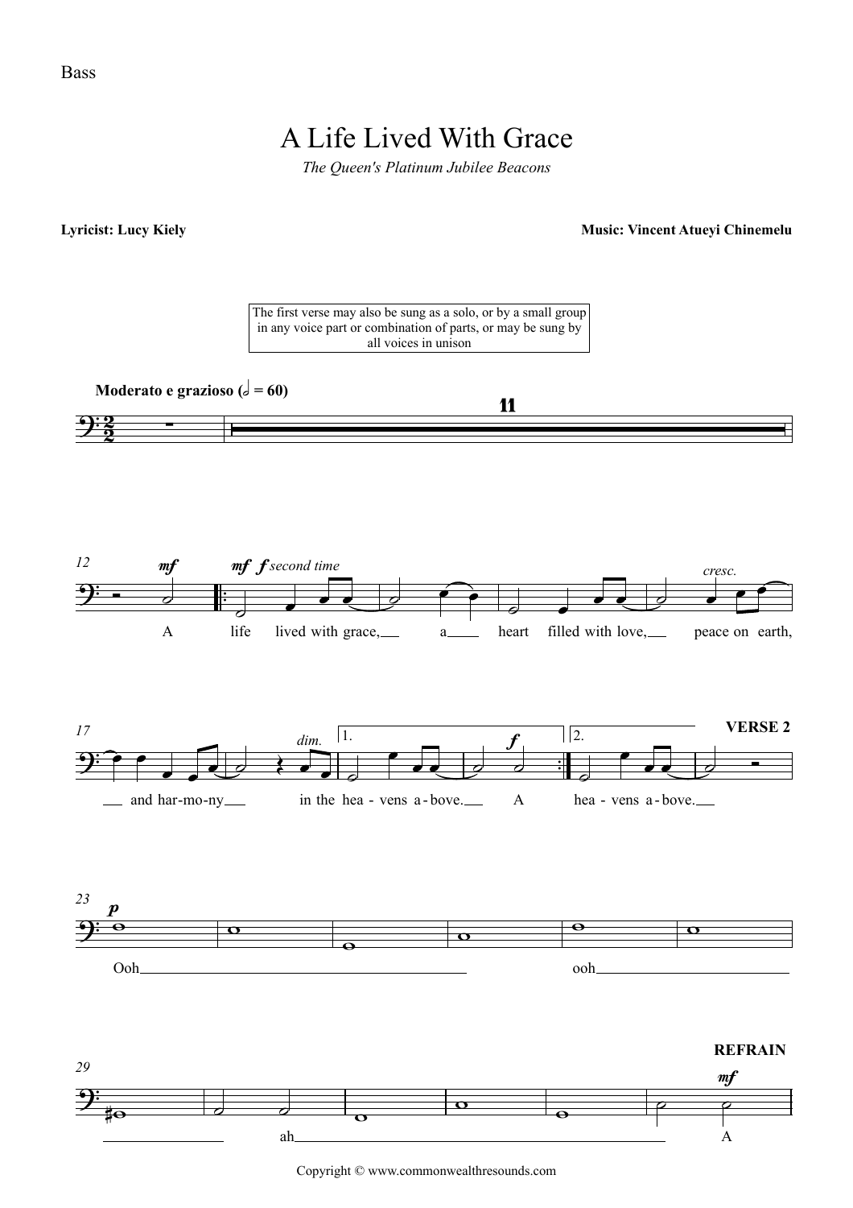Bass

# A Life Lived With Grace

*The Queen's Platinum Jubilee Beacons*

**Lyricist: Lucy Kiely** **Music: Vincent Atueyi Chinemelu**

The first verse may also be sung as a solo, or by a small group in any voice part or combination of parts, or may be sung by all voices in unison

**Moderato e grazioso (𝅗𝅥 = 60)**

11

12 *mf* *mf* *f second time*

A life lived with grace, a heart filled with love, peace on earth,

*cresc.*

17 *dim.* 1. *f* 2. **VERSE 2**

and har-mo-ny in the hea - vens a-bove. A hea - vens a-bove.

23 *p*

Ooh ooh

29 **REFRAIN** *mf*

ah A

Copyright © www.commonwealthresounds.com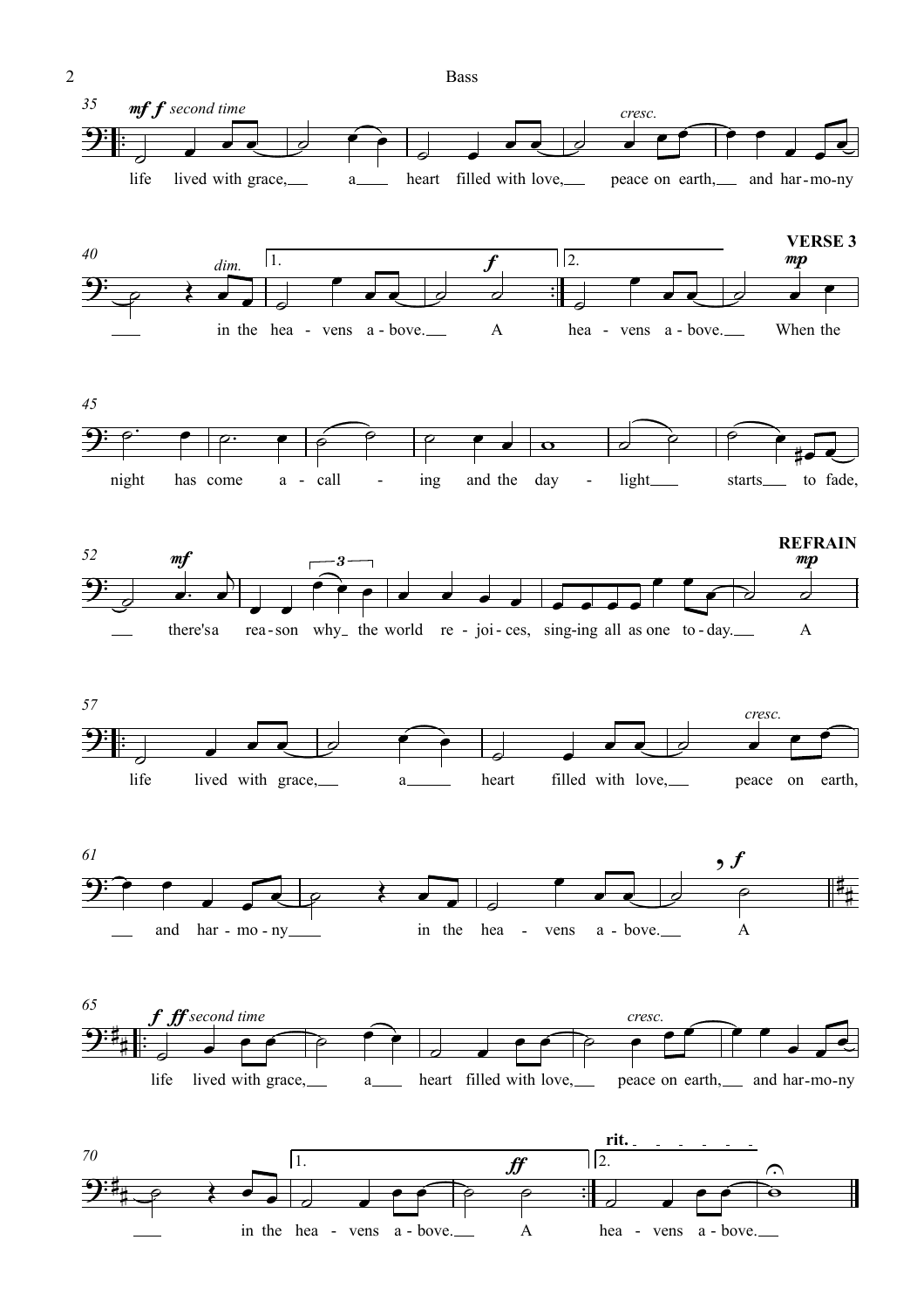life lived with grace, a heart filled with love, peace on earth, and har-mo-ny in the hea - vens a - bove. A

hea - vens a - bove.

**VERSE 3**

When the night has come a - call - ing and the day - light starts to fade, there's a rea - son why the world re - joi - ces, sing-ing all as one to - day. A

**REFRAIN**

life lived with grace, a heart filled with love, peace on earth, and har - mo - ny in the hea - vens a - bove. A

life lived with grace, a heart filled with love, peace on earth, and har-mo-ny in the hea - vens a - bove. A

hea - vens a - bove.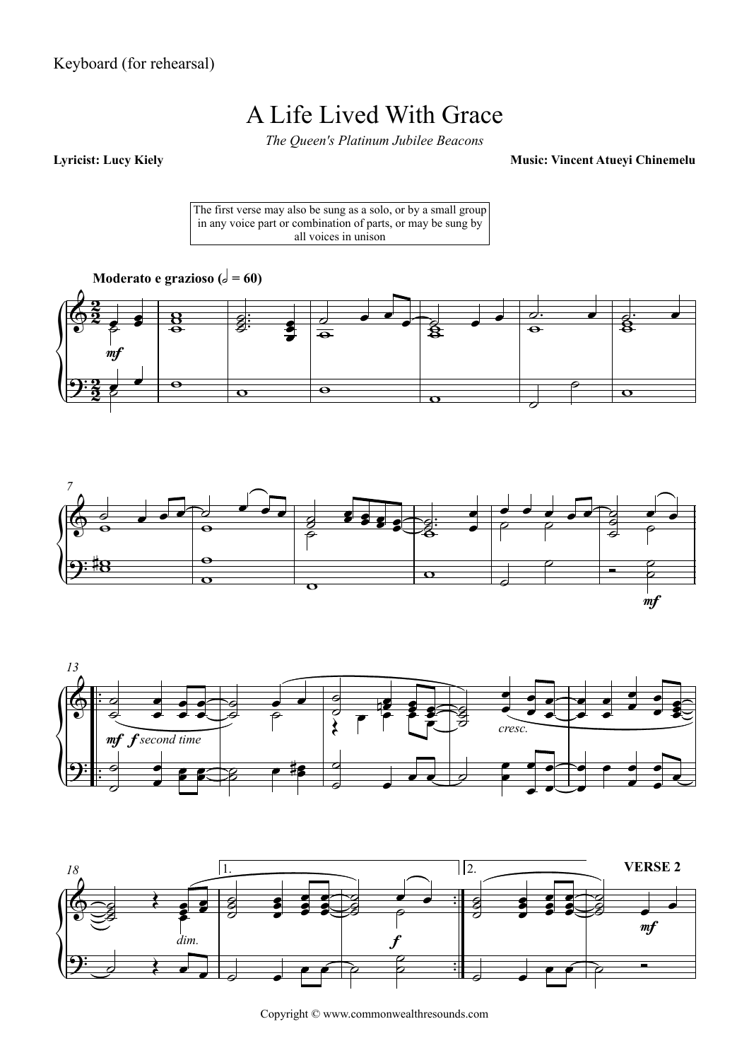Keyboard (for rehearsal)

# A Life Lived With Grace

*The Queen's Platinum Jubilee Beacons*

**Lyricist: Lucy Kiely** **Music: Vincent Atueyi Chinemelu**

The first verse may also be sung as a solo, or by a small group in any voice part or combination of parts, or may be sung by all voices in unison

**Moderato e grazioso** (𝅗𝅥 = 60)

Copyright © www.commonwealthresounds.com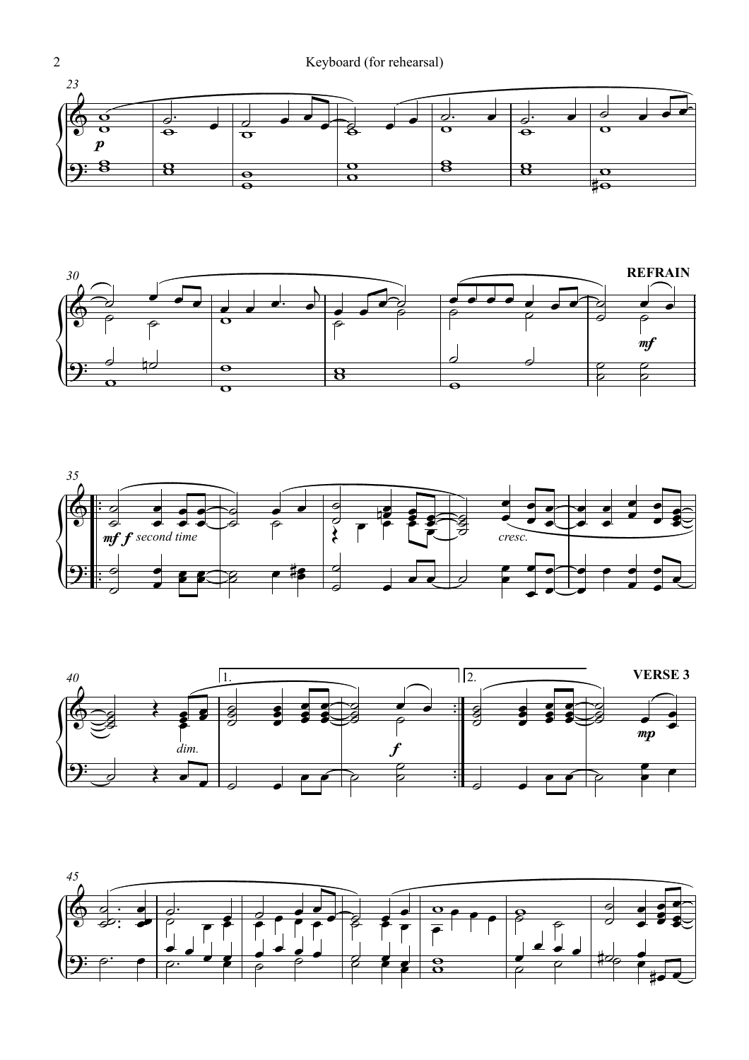REFRAIN

VERSE 3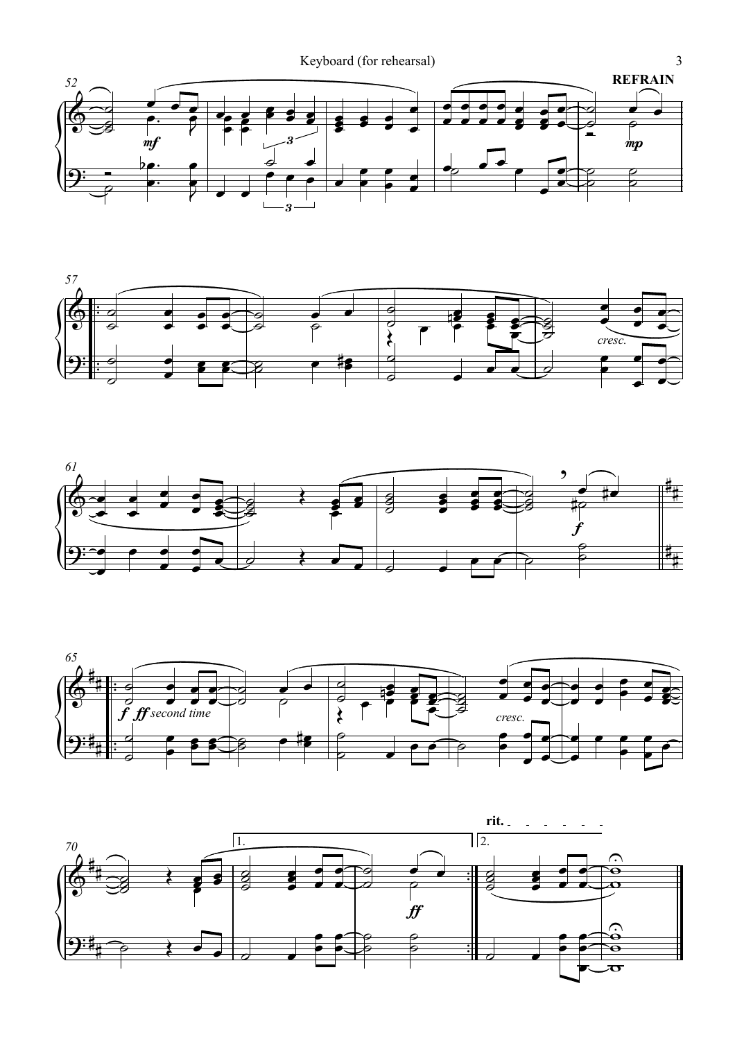REFRAIN

*mf* *mp* *cresc.* *f* *ff second time* *cresc.* *ff*

rit.

1. 2.